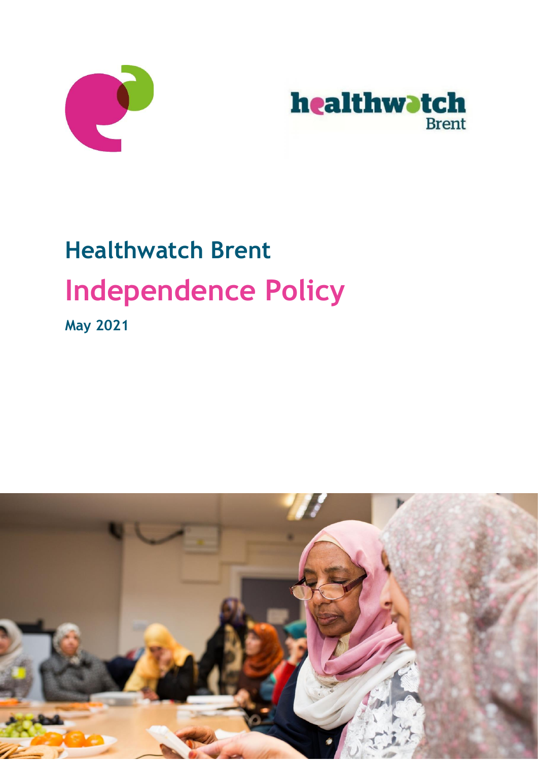# Healthwatch Brent

# Independence Policy

**May 2021**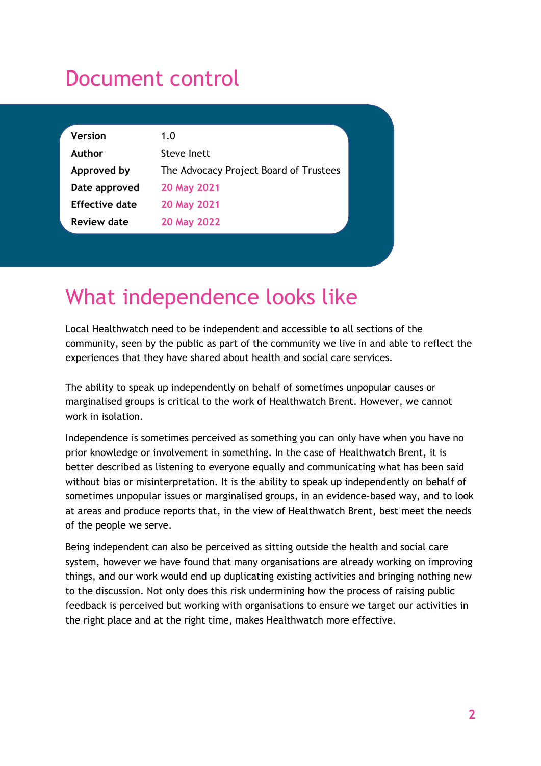# Document control

| | |
|---|---|
| **Version** | 1.0 |
| **Author** | Steve Inett |
| **Approved by** | The Advocacy Project Board of Trustees |
| **Date approved** | 20 May 2021 |
| **Effective date** | 20 May 2021 |
| **Review date** | 20 May 2022 |

# What independence looks like

Local Healthwatch need to be independent and accessible to all sections of the community, seen by the public as part of the community we live in and able to reflect the experiences that they have shared about health and social care services.

The ability to speak up independently on behalf of sometimes unpopular causes or marginalised groups is critical to the work of Healthwatch Brent. However, we cannot work in isolation.

Independence is sometimes perceived as something you can only have when you have no prior knowledge or involvement in something. In the case of Healthwatch Brent, it is better described as listening to everyone equally and communicating what has been said without bias or misinterpretation. It is the ability to speak up independently on behalf of sometimes unpopular issues or marginalised groups, in an evidence-based way, and to look at areas and produce reports that, in the view of Healthwatch Brent, best meet the needs of the people we serve.

Being independent can also be perceived as sitting outside the health and social care system, however we have found that many organisations are already working on improving things, and our work would end up duplicating existing activities and bringing nothing new to the discussion. Not only does this risk undermining how the process of raising public feedback is perceived but working with organisations to ensure we target our activities in the right place and at the right time, makes Healthwatch more effective.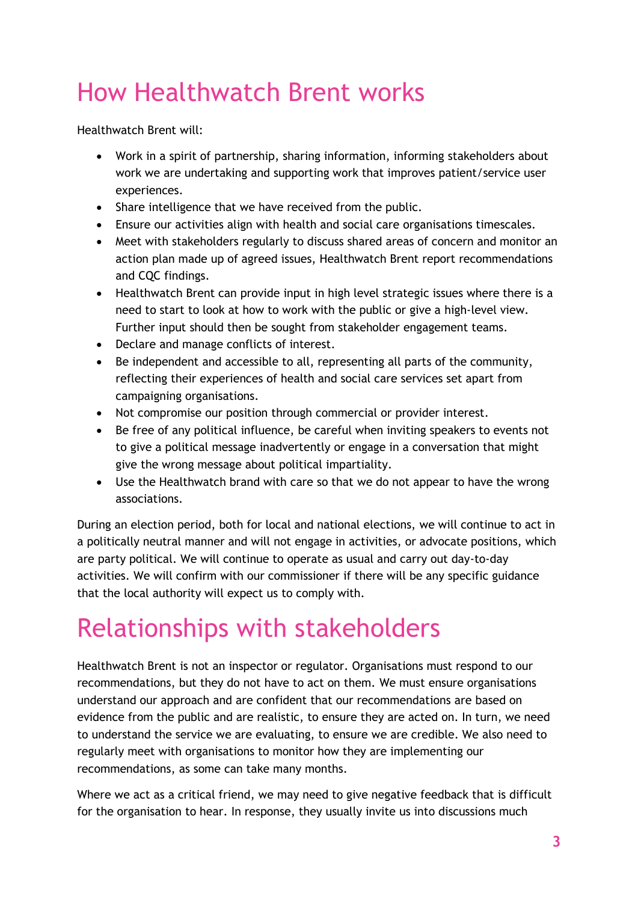# How Healthwatch Brent works

Healthwatch Brent will:

- Work in a spirit of partnership, sharing information, informing stakeholders about work we are undertaking and supporting work that improves patient/service user experiences.
- Share intelligence that we have received from the public.
- Ensure our activities align with health and social care organisations timescales.
- Meet with stakeholders regularly to discuss shared areas of concern and monitor an action plan made up of agreed issues, Healthwatch Brent report recommendations and CQC findings.
- Healthwatch Brent can provide input in high level strategic issues where there is a need to start to look at how to work with the public or give a high-level view. Further input should then be sought from stakeholder engagement teams.
- Declare and manage conflicts of interest.
- Be independent and accessible to all, representing all parts of the community, reflecting their experiences of health and social care services set apart from campaigning organisations.
- Not compromise our position through commercial or provider interest.
- Be free of any political influence, be careful when inviting speakers to events not to give a political message inadvertently or engage in a conversation that might give the wrong message about political impartiality.
- Use the Healthwatch brand with care so that we do not appear to have the wrong associations.

During an election period, both for local and national elections, we will continue to act in a politically neutral manner and will not engage in activities, or advocate positions, which are party political. We will continue to operate as usual and carry out day-to-day activities. We will confirm with our commissioner if there will be any specific guidance that the local authority will expect us to comply with.

# Relationships with stakeholders

Healthwatch Brent is not an inspector or regulator. Organisations must respond to our recommendations, but they do not have to act on them. We must ensure organisations understand our approach and are confident that our recommendations are based on evidence from the public and are realistic, to ensure they are acted on. In turn, we need to understand the service we are evaluating, to ensure we are credible. We also need to regularly meet with organisations to monitor how they are implementing our recommendations, as some can take many months.

Where we act as a critical friend, we may need to give negative feedback that is difficult for the organisation to hear. In response, they usually invite us into discussions much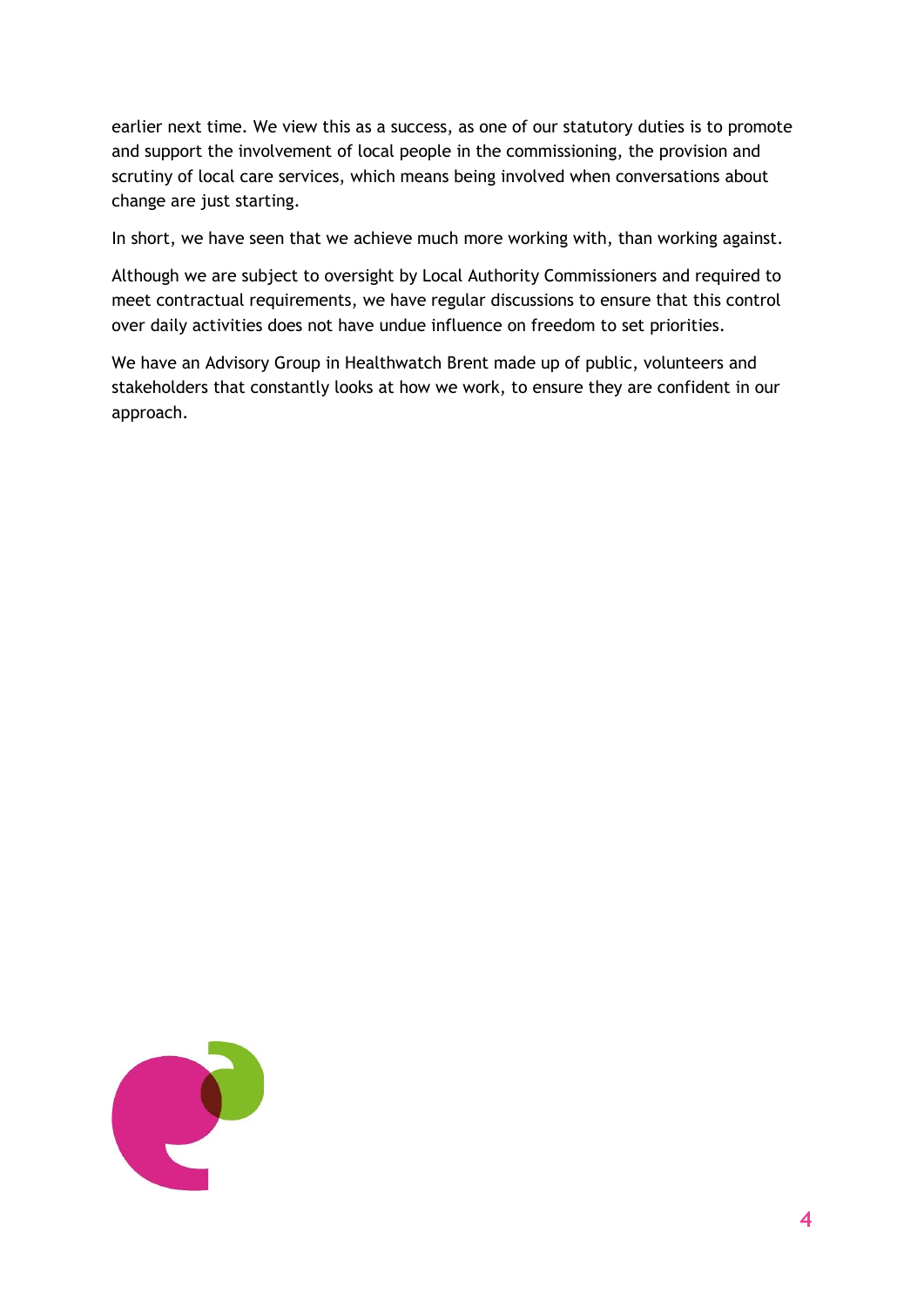earlier next time. We view this as a success, as one of our statutory duties is to promote and support the involvement of local people in the commissioning, the provision and scrutiny of local care services, which means being involved when conversations about change are just starting.

In short, we have seen that we achieve much more working with, than working against.

Although we are subject to oversight by Local Authority Commissioners and required to meet contractual requirements, we have regular discussions to ensure that this control over daily activities does not have undue influence on freedom to set priorities.

We have an Advisory Group in Healthwatch Brent made up of public, volunteers and stakeholders that constantly looks at how we work, to ensure they are confident in our approach.